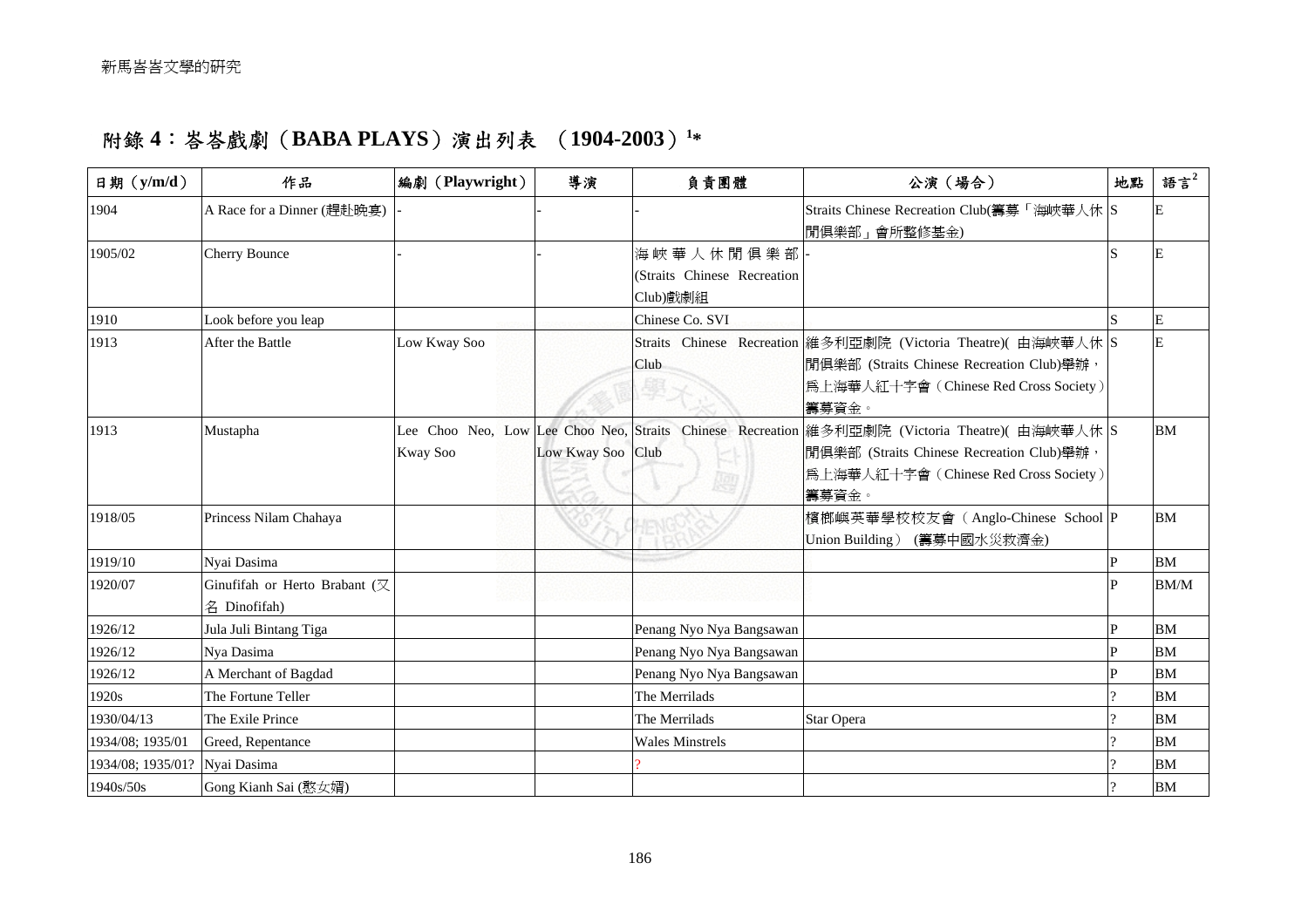# 附錄 4：峇峇戲劇（BABA PLAYS）演出列表 （1904-2003）[1]*

| 日期（y/m/d） | 作品 | 編劇（Playwright） | 導演 | 負責團體 | 公演（場合） | 地點 | 語言[2] |
|---|---|---|---|---|---|---|---|
| 1904 | A Race for a Dinner (趕赴晚宴) | - | - | - | Straits Chinese Recreation Club(籌募「海峽華人休閒俱樂部」會所整修基金) | S | E |
| 1905/02 | Cherry Bounce | - | - | 海峽華人休閒俱樂部 (Straits Chinese Recreation Club)戲劇組 | - | S | E |
| 1910 | Look before you leap | | | Chinese Co. SVI | | S | E |
| 1913 | After the Battle | Low Kway Soo | | Straits Chinese Recreation Club | 維多利亞劇院 (Victoria Theatre)( 由海峽華人休閒俱樂部 (Straits Chinese Recreation Club)舉辦，爲上海華人紅十字會（Chinese Red Cross Society）籌募資金。 | S | E |
| 1913 | Mustapha | Lee Choo Neo, Low Kway Soo | Lee Choo Neo, Low Kway Soo | Straits Chinese Recreation Club | 維多利亞劇院 (Victoria Theatre)( 由海峽華人休閒俱樂部 (Straits Chinese Recreation Club)舉辦，爲上海華人紅十字會（Chinese Red Cross Society）籌募資金。 | S | BM |
| 1918/05 | Princess Nilam Chahaya | | | | 檳榔嶼英華學校校友會（Anglo-Chinese School Union Building） (籌募中國水災救濟金) | P | BM |
| 1919/10 | Nyai Dasima | | | | | P | BM |
| 1920/07 | Ginufifah or Herto Brabant (又名 Dinofifah) | | | | | P | BM/M |
| 1926/12 | Jula Juli Bintang Tiga | | | Penang Nyo Nya Bangsawan | | P | BM |
| 1926/12 | Nya Dasima | | | Penang Nyo Nya Bangsawan | | P | BM |
| 1926/12 | A Merchant of Bagdad | | | Penang Nyo Nya Bangsawan | | P | BM |
| 1920s | The Fortune Teller | | | The Merrilads | | ? | BM |
| 1930/04/13 | The Exile Prince | | | The Merrilads | Star Opera | ? | BM |
| 1934/08; 1935/01 | Greed, Repentance | | | Wales Minstrels | | ? | BM |
| 1934/08; 1935/01? | Nyai Dasima | | | ? | | ? | BM |
| 1940s/50s | Gong Kianh Sai (憨女婿) | | | | | ? | BM |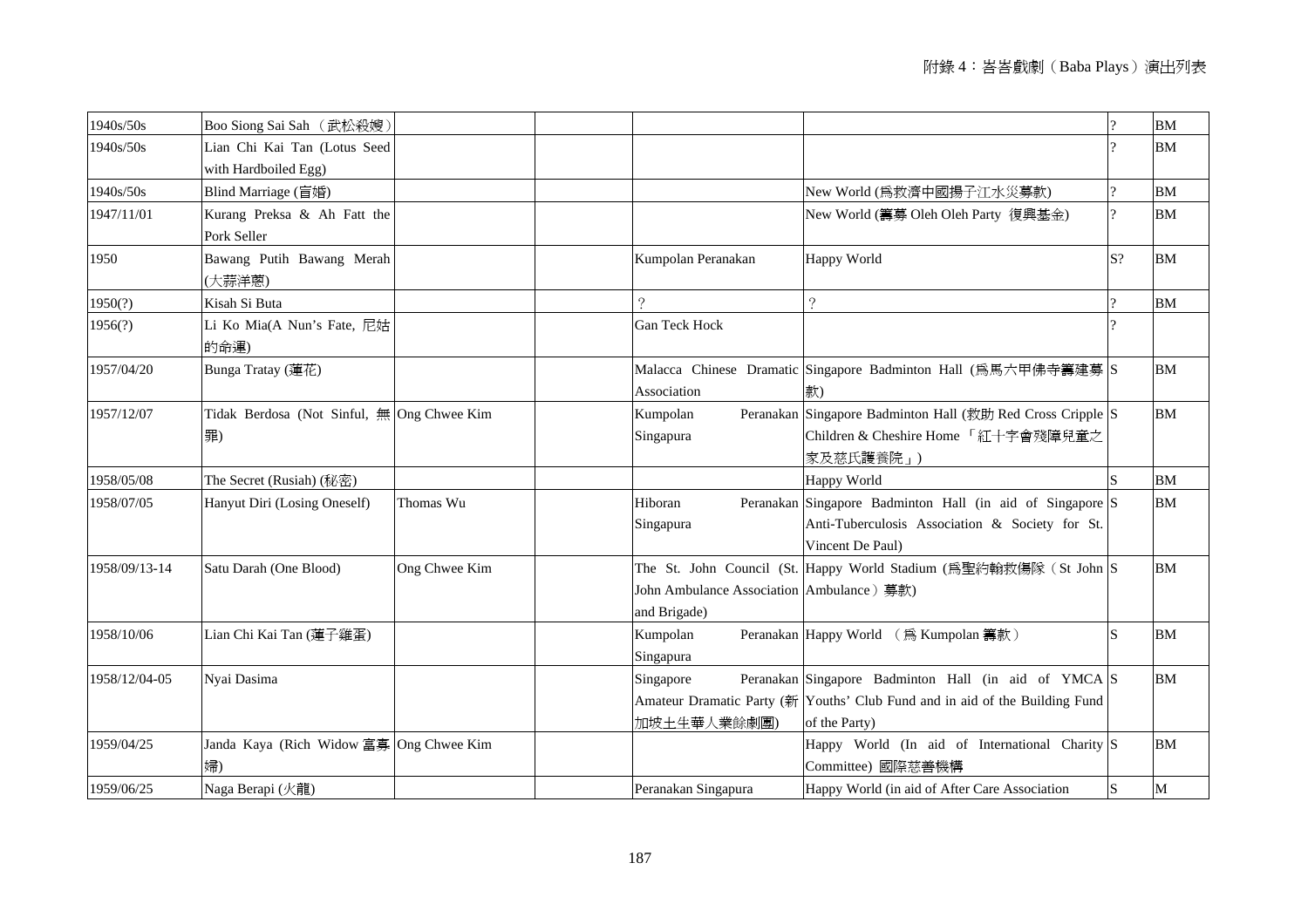| 1940s/50s | Boo Siong Sai Sah （武松殺嫂） | | | | | ? | BM |
|---|---|---|---|---|---|---|---|
| 1940s/50s | Lian Chi Kai Tan (Lotus Seed with Hardboiled Egg) | | | | | ? | BM |
| 1940s/50s | Blind Marriage (盲婚) | | | | New World (爲救濟中國揚子江水災募款) | ? | BM |
| 1947/11/01 | Kurang Preksa & Ah Fatt the Pork Seller | | | | New World (籌募 Oleh Oleh Party 復興基金) | ? | BM |
| 1950 | Bawang Putih Bawang Merah (大蒜洋蔥) | | | Kumpolan Peranakan | Happy World | S? | BM |
| 1950(?) | Kisah Si Buta | | | ? | ? | ? | BM |
| 1956(?) | Li Ko Mia(A Nun's Fate, 尼姑的命運) | | | Gan Teck Hock | | ? | |
| 1957/04/20 | Bunga Tratay (蓮花) | | | Malacca Chinese Dramatic Association | Singapore Badminton Hall (爲馬六甲佛寺籌建募款) | S | BM |
| 1957/12/07 | Tidak Berdosa (Not Sinful, 無罪) | Ong Chwee Kim | | Kumpolan Peranakan Singapura | Singapore Badminton Hall (救助 Red Cross Cripple Children & Cheshire Home 「紅十字會殘障兒童之家及慈氏護養院」) | S | BM |
| 1958/05/08 | The Secret (Rusiah) (秘密) | | | | Happy World | S | BM |
| 1958/07/05 | Hanyut Diri (Losing Oneself) | Thomas Wu | | Hiboran Peranakan Singapura | Singapore Badminton Hall (in aid of Singapore Anti-Tuberculosis Association & Society for St. Vincent De Paul) | S | BM |
| 1958/09/13-14 | Satu Darah (One Blood) | Ong Chwee Kim | | The St. John Council (St. John Ambulance Association and Brigade) | Happy World Stadium (爲聖約翰救傷隊（St John Ambulance）募款) | S | BM |
| 1958/10/06 | Lian Chi Kai Tan (蓮子雞蛋) | | | Kumpolan Peranakan Singapura | Happy World （爲 Kumpolan 籌款） | S | BM |
| 1958/12/04-05 | Nyai Dasima | | | Singapore Peranakan Amateur Dramatic Party (新加坡土生華人業餘劇團) | Singapore Badminton Hall (in aid of YMCA Youths' Club Fund and in aid of the Building Fund of the Party) | S | BM |
| 1959/04/25 | Janda Kaya (Rich Widow 富寡婦) | Ong Chwee Kim | | | Happy World (In aid of International Charity Committee) 國際慈善機構 | S | BM |
| 1959/06/25 | Naga Berapi (火龍) | | | Peranakan Singapura | Happy World (in aid of After Care Association | S | M |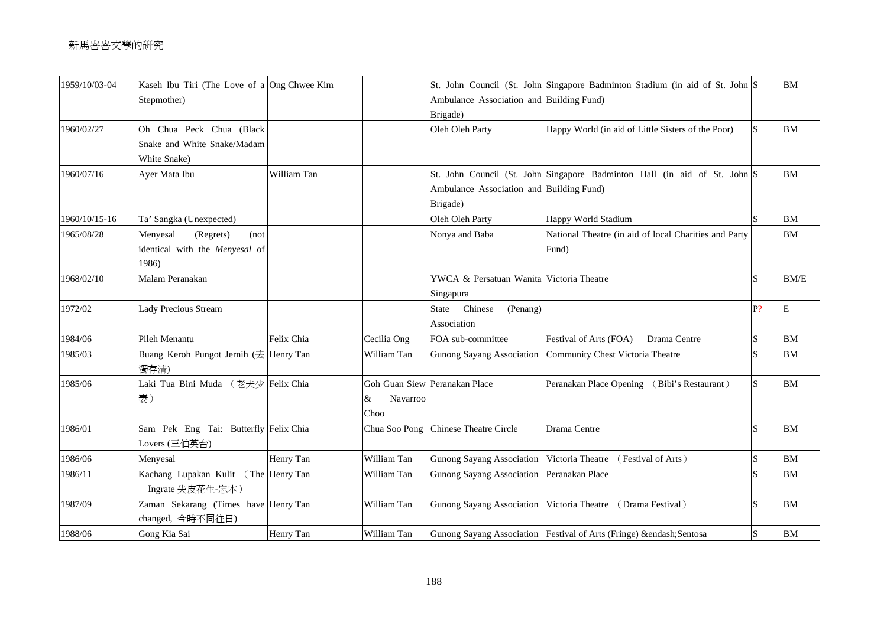| 1959/10/03-04 | Kaseh Ibu Tiri (The Love of a Stepmother) | Ong Chwee Kim | | St. John Council (St. John Ambulance Association and Brigade) | Singapore Badminton Stadium (in aid of St. John Building Fund) | S | BM |
|---|---|---|---|---|---|---|---|
| 1960/02/27 | Oh Chua Peck Chua (Black Snake and White Snake/Madam White Snake) | | | Oleh Oleh Party | Happy World (in aid of Little Sisters of the Poor) | S | BM |
| 1960/07/16 | Ayer Mata Ibu | William Tan | | St. John Council (St. John Ambulance Association and Brigade) | Singapore Badminton Hall (in aid of St. John Building Fund) | S | BM |
| 1960/10/15-16 | Ta' Sangka (Unexpected) | | | Oleh Oleh Party | Happy World Stadium | S | BM |
| 1965/08/28 | Menyesal (Regrets) (not identical with the *Menyesal* of 1986) | | | Nonya and Baba | National Theatre (in aid of local Charities and Party Fund) | | BM |
| 1968/02/10 | Malam Peranakan | | | YWCA & Persatuan Wanita Singapura | Victoria Theatre | S | BM/E |
| 1972/02 | Lady Precious Stream | | | State Chinese (Penang) Association | | P? | E |
| 1984/06 | Pileh Menantu | Felix Chia | Cecilia Ong | FOA sub-committee | Festival of Arts (FOA) Drama Centre | S | BM |
| 1985/03 | Buang Keroh Pungot Jernih (去濁存清) | Henry Tan | William Tan | Gunong Sayang Association | Community Chest Victoria Theatre | S | BM |
| 1985/06 | Laki Tua Bini Muda （老夫少妻） | Felix Chia | Goh Guan Siew & Navarroo Choo | Peranakan Place | Peranakan Place Opening （Bibi's Restaurant） | S | BM |
| 1986/01 | Sam Pek Eng Tai: Butterfly Lovers (三伯英台) | Felix Chia | Chua Soo Pong | Chinese Theatre Circle | Drama Centre | S | BM |
| 1986/06 | Menyesal | Henry Tan | William Tan | Gunong Sayang Association | Victoria Theatre （Festival of Arts） | S | BM |
| 1986/11 | Kachang Lupakan Kulit （The Ingrate 失皮花生-忘本） | Henry Tan | William Tan | Gunong Sayang Association | Peranakan Place | S | BM |
| 1987/09 | Zaman Sekarang (Times have changed, 今時不同往日) | Henry Tan | William Tan | Gunong Sayang Association | Victoria Theatre （Drama Festival） | S | BM |
| 1988/06 | Gong Kia Sai | Henry Tan | William Tan | Gunong Sayang Association | Festival of Arts (Fringe) &endash;Sentosa | S | BM |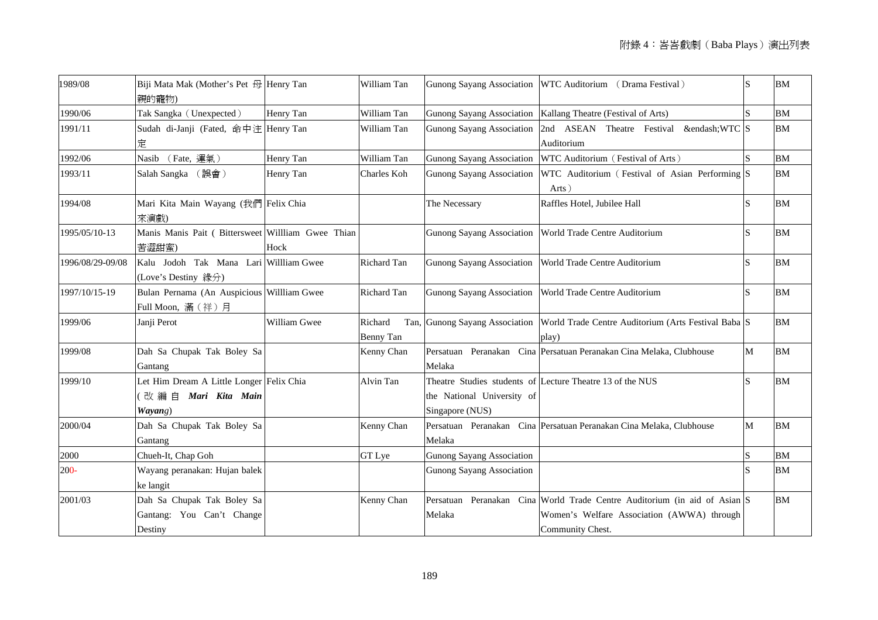| 1989/08 | Biji Mata Mak (Mother's Pet 母親的寵物) | Henry Tan | William Tan | Gunong Sayang Association | WTC Auditorium （Drama Festival） | S | BM |
|---|---|---|---|---|---|---|---|
| 1990/06 | Tak Sangka（Unexpected） | Henry Tan | William Tan | Gunong Sayang Association | Kallang Theatre (Festival of Arts) | S | BM |
| 1991/11 | Sudah di-Janji (Fated, 命中注定 | Henry Tan | William Tan | Gunong Sayang Association | 2nd ASEAN Theatre Festival &endash;WTC Auditorium | S | BM |
| 1992/06 | Nasib （Fate, 運氣） | Henry Tan | William Tan | Gunong Sayang Association | WTC Auditorium（Festival of Arts） | S | BM |
| 1993/11 | Salah Sangka （誤會） | Henry Tan | Charles Koh | Gunong Sayang Association | WTC Auditorium（Festival of Asian Performing Arts） | S | BM |
| 1994/08 | Mari Kita Main Wayang (我們來演戲) | Felix Chia | | The Necessary | Raffles Hotel, Jubilee Hall | S | BM |
| 1995/05/10-13 | Manis Manis Pait ( Bittersweet 苦澀甜蜜) | Willliam Gwee Thian Hock | | Gunong Sayang Association | World Trade Centre Auditorium | S | BM |
| 1996/08/29-09/08 | Kalu Jodoh Tak Mana Lari (Love's Destiny 緣分) | Willliam Gwee | Richard Tan | Gunong Sayang Association | World Trade Centre Auditorium | S | BM |
| 1997/10/15-19 | Bulan Pernama (An Auspicious Full Moon, 滿（祥）月 | Willliam Gwee | Richard Tan | Gunong Sayang Association | World Trade Centre Auditorium | S | BM |
| 1999/06 | Janji Perot | William Gwee | Richard Tan, Benny Tan | Gunong Sayang Association | World Trade Centre Auditorium (Arts Festival Baba play) | S | BM |
| 1999/08 | Dah Sa Chupak Tak Boley Sa Gantang | | Kenny Chan | Persatuan Peranakan Cina Melaka | Persatuan Peranakan Cina Melaka, Clubhouse | M | BM |
| 1999/10 | Let Him Dream A Little Longer (改編自 ***Mari Kita Main Wayang***) | Felix Chia | Alvin Tan | Theatre Studies students of the National University of Singapore (NUS) | Lecture Theatre 13 of the NUS | S | BM |
| 2000/04 | Dah Sa Chupak Tak Boley Sa Gantang | | Kenny Chan | Persatuan Peranakan Cina Melaka | Persatuan Peranakan Cina Melaka, Clubhouse | M | BM |
| 2000 | Chueh-It, Chap Goh | | GT Lye | Gunong Sayang Association | | S | BM |
| 200- | Wayang peranakan: Hujan balek ke langit | | | Gunong Sayang Association | | S | BM |
| 2001/03 | Dah Sa Chupak Tak Boley Sa Gantang: You Can't Change Destiny | | Kenny Chan | Persatuan Peranakan Cina Melaka | World Trade Centre Auditorium (in aid of Asian Women's Welfare Association (AWWA) through Community Chest. | S | BM |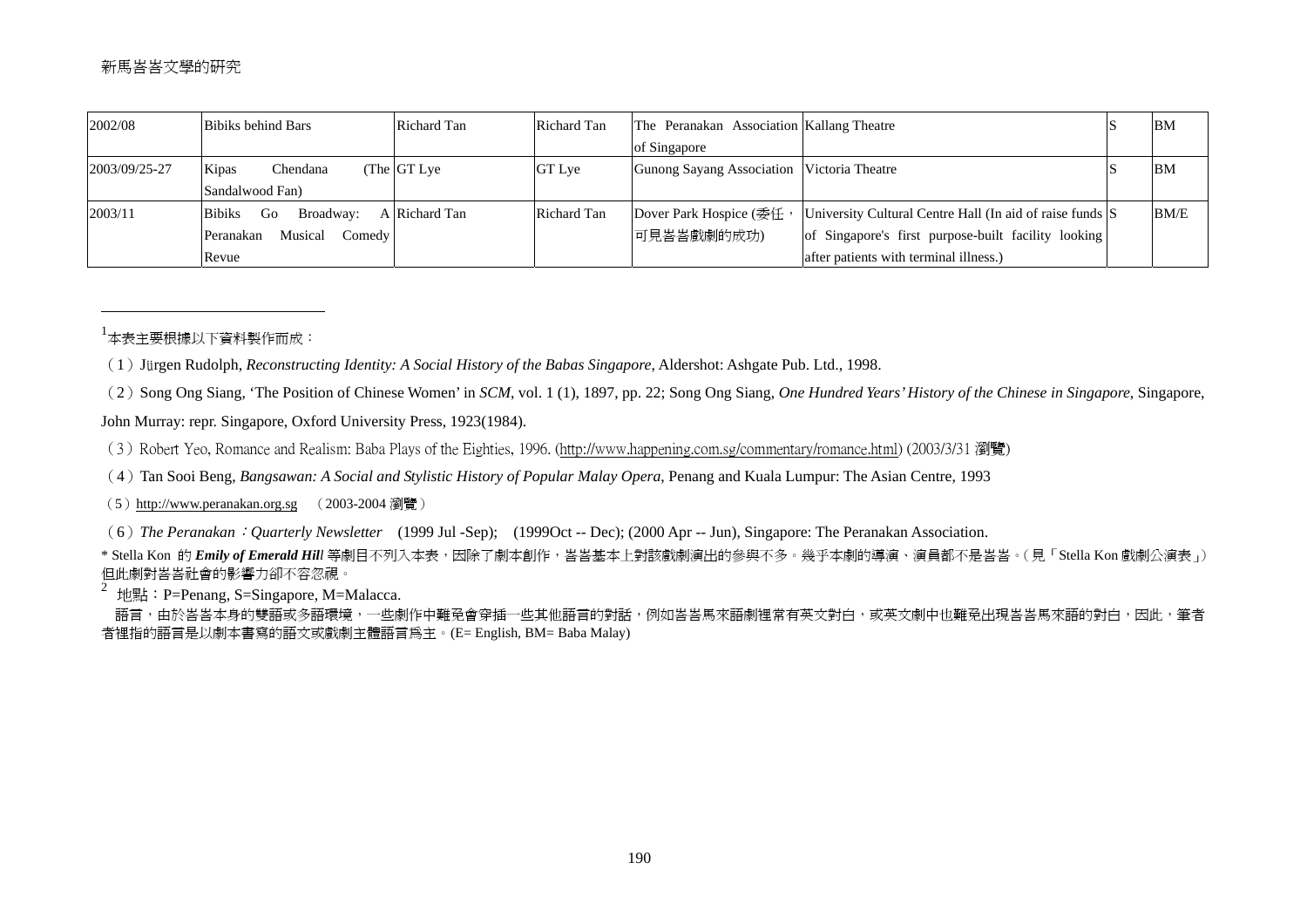| | | | | | | | |
|---|---|---|---|---|---|---|---|
| 2002/08 | Bibiks behind Bars | Richard Tan | Richard Tan | The Peranakan Association of Singapore | Kallang Theatre | S | BM |
| 2003/09/25-27 | Kipas Chendana (The Sandalwood Fan) | GT Lye | GT Lye | Gunong Sayang Association | Victoria Theatre | S | BM |
| 2003/11 | Bibiks Go Broadway: A Peranakan Musical Comedy Revue | Richard Tan | Richard Tan | Dover Park Hospice (委任，可見峇峇戲劇的成功) | University Cultural Centre Hall (In aid of raise funds of Singapore's first purpose-built facility looking after patients with terminal illness.) | S | BM/E |

[1]本表主要根據以下資料製作而成：

（1）Jürgen Rudolph, *Reconstructing Identity: A Social History of the Babas Singapore*, Aldershot: Ashgate Pub. Ltd., 1998.

（2）Song Ong Siang, 'The Position of Chinese Women' in *SCM*, vol. 1 (1), 1897, pp. 22; Song Ong Siang, *One Hundred Years' History of the Chinese in Singapore*, Singapore, John Murray: repr. Singapore, Oxford University Press, 1923(1984).

（3）Robert Yeo, Romance and Realism: Baba Plays of the Eighties, 1996. (http://www.happening.com.sg/commentary/romance.html) (2003/3/31 瀏覽)

（4）Tan Sooi Beng, *Bangsawan: A Social and Stylistic History of Popular Malay Opera*, Penang and Kuala Lumpur: The Asian Centre, 1993

（5）http://www.peranakan.org.sg （2003-2004 瀏覽）

（6）*The Peranakan：Quarterly Newsletter* (1999 Jul -Sep); (1999Oct -- Dec); (2000 Apr -- Jun), Singapore: The Peranakan Association.

* Stella Kon 的 ***Emily of Emerald Hill*** 等劇目不列入本表，因除了劇本創作，峇峇基本上對該戲劇演出的參與不多。幾乎本劇的導演、演員都不是峇峇。(見「Stella Kon 戲劇公演表」) 但此劇對峇峇社會的影響力卻不容忽視。

[2] 地點：P=Penang, S=Singapore, M=Malacca.

語言，由於峇峇本身的雙語或多語環境，一些劇作中難免會穿插一些其他語言的對話，例如峇峇馬來語劇裡常有英文對白，或英文劇中也難免出現峇峇馬來語的對白，因此，筆者者裡指的語言是以劇本書寫的語文或戲劇主體語言為主。(E= English, BM= Baba Malay)